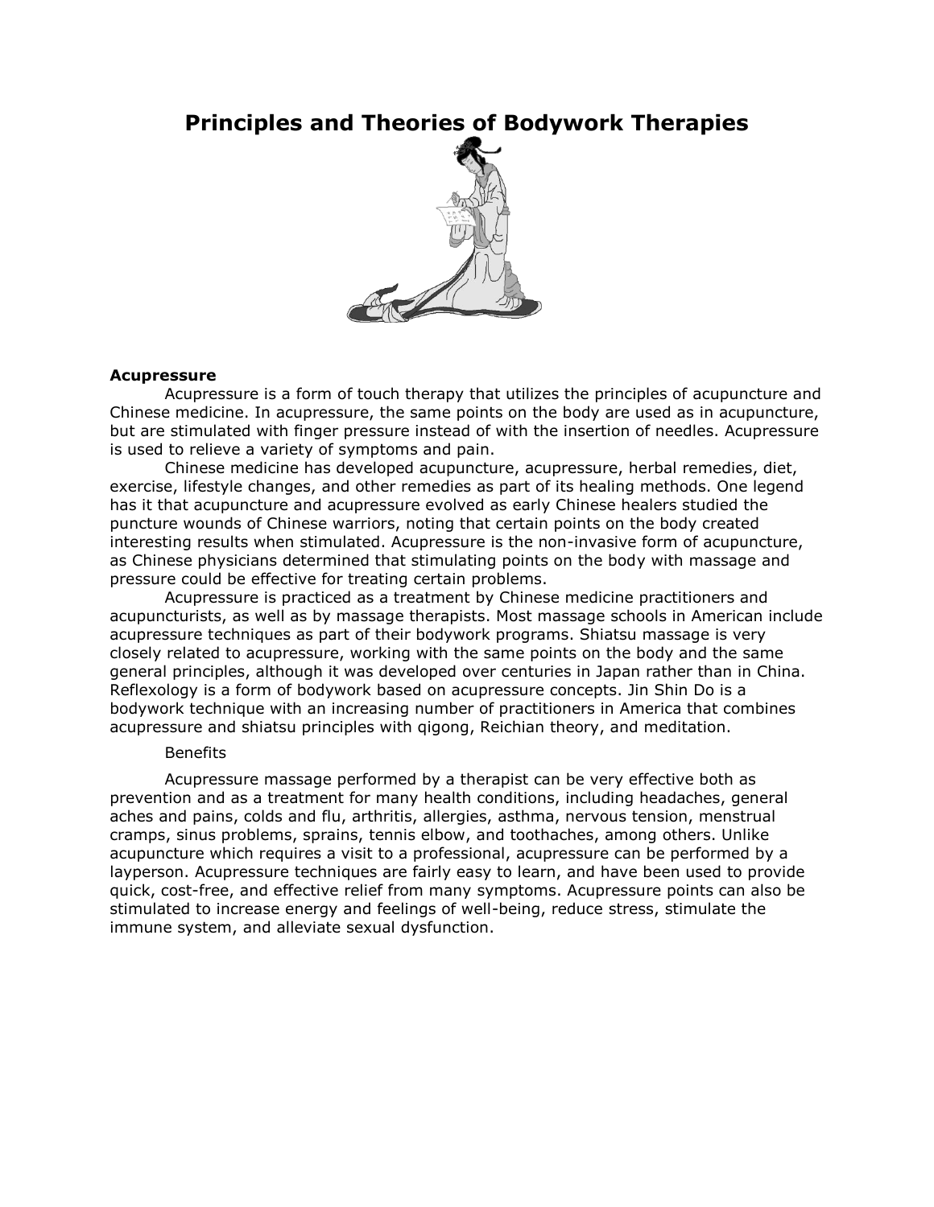# Principles and Theories of Bodywork Therapies

**Acupressure**

Acupressure is a form of touch therapy that utilizes the principles of acupuncture and Chinese medicine. In acupressure, the same points on the body are used as in acupuncture, but are stimulated with finger pressure instead of with the insertion of needles. Acupressure is used to relieve a variety of symptoms and pain.

Chinese medicine has developed acupuncture, acupressure, herbal remedies, diet, exercise, lifestyle changes, and other remedies as part of its healing methods. One legend has it that acupuncture and acupressure evolved as early Chinese healers studied the puncture wounds of Chinese warriors, noting that certain points on the body created interesting results when stimulated. Acupressure is the non-invasive form of acupuncture, as Chinese physicians determined that stimulating points on the body with massage and pressure could be effective for treating certain problems.

Acupressure is practiced as a treatment by Chinese medicine practitioners and acupuncturists, as well as by massage therapists. Most massage schools in American include acupressure techniques as part of their bodywork programs. Shiatsu massage is very closely related to acupressure, working with the same points on the body and the same general principles, although it was developed over centuries in Japan rather than in China. Reflexology is a form of bodywork based on acupressure concepts. Jin Shin Do is a bodywork technique with an increasing number of practitioners in America that combines acupressure and shiatsu principles with qigong, Reichian theory, and meditation.

Benefits

Acupressure massage performed by a therapist can be very effective both as prevention and as a treatment for many health conditions, including headaches, general aches and pains, colds and flu, arthritis, allergies, asthma, nervous tension, menstrual cramps, sinus problems, sprains, tennis elbow, and toothaches, among others. Unlike acupuncture which requires a visit to a professional, acupressure can be performed by a layperson. Acupressure techniques are fairly easy to learn, and have been used to provide quick, cost-free, and effective relief from many symptoms. Acupressure points can also be stimulated to increase energy and feelings of well-being, reduce stress, stimulate the immune system, and alleviate sexual dysfunction.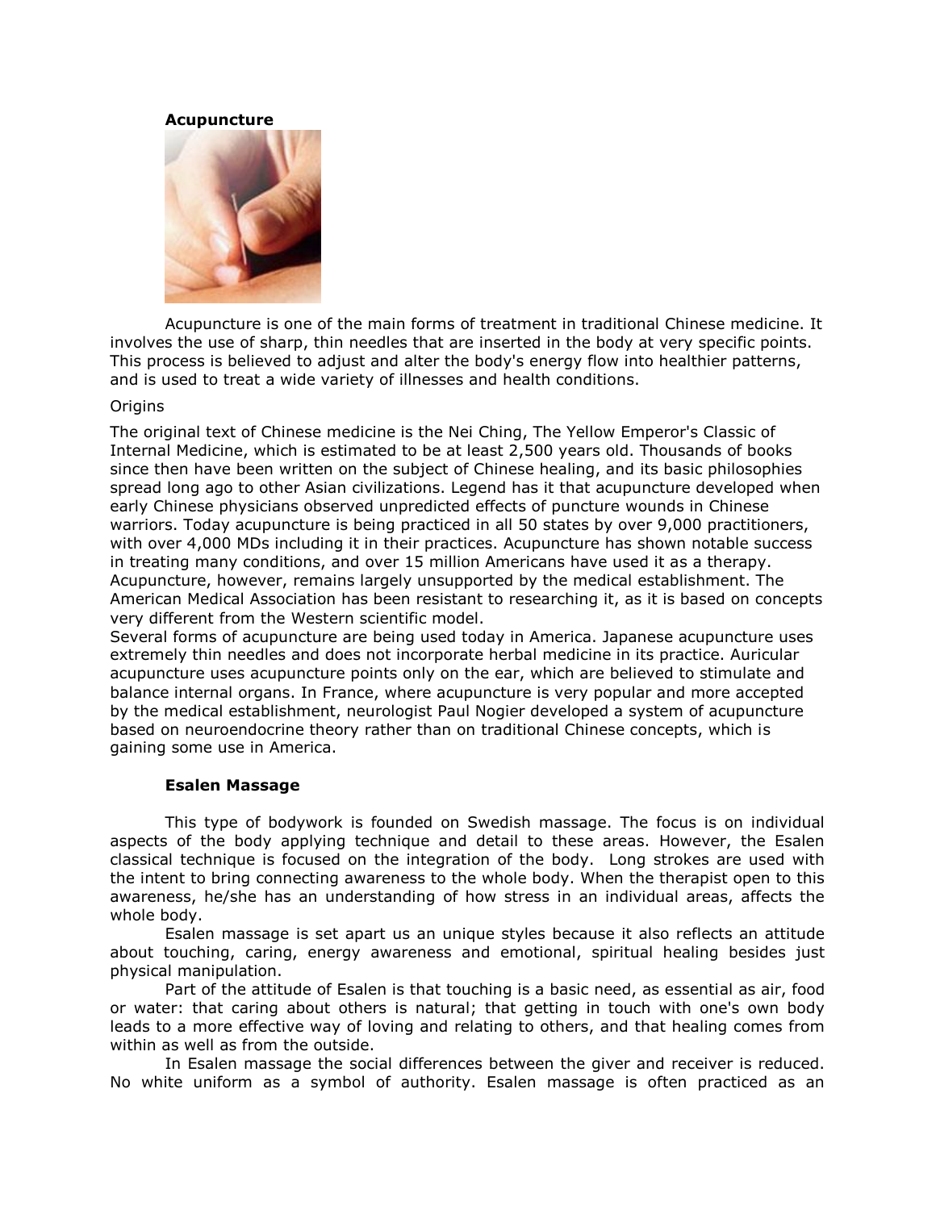**Acupuncture**

Acupuncture is one of the main forms of treatment in traditional Chinese medicine. It involves the use of sharp, thin needles that are inserted in the body at very specific points. This process is believed to adjust and alter the body's energy flow into healthier patterns, and is used to treat a wide variety of illnesses and health conditions.

Origins

The original text of Chinese medicine is the Nei Ching, The Yellow Emperor's Classic of Internal Medicine, which is estimated to be at least 2,500 years old. Thousands of books since then have been written on the subject of Chinese healing, and its basic philosophies spread long ago to other Asian civilizations. Legend has it that acupuncture developed when early Chinese physicians observed unpredicted effects of puncture wounds in Chinese warriors. Today acupuncture is being practiced in all 50 states by over 9,000 practitioners, with over 4,000 MDs including it in their practices. Acupuncture has shown notable success in treating many conditions, and over 15 million Americans have used it as a therapy. Acupuncture, however, remains largely unsupported by the medical establishment. The American Medical Association has been resistant to researching it, as it is based on concepts very different from the Western scientific model.

Several forms of acupuncture are being used today in America. Japanese acupuncture uses extremely thin needles and does not incorporate herbal medicine in its practice. Auricular acupuncture uses acupuncture points only on the ear, which are believed to stimulate and balance internal organs. In France, where acupuncture is very popular and more accepted by the medical establishment, neurologist Paul Nogier developed a system of acupuncture based on neuroendocrine theory rather than on traditional Chinese concepts, which is gaining some use in America.

**Esalen Massage**

This type of bodywork is founded on Swedish massage. The focus is on individual aspects of the body applying technique and detail to these areas. However, the Esalen classical technique is focused on the integration of the body. Long strokes are used with the intent to bring connecting awareness to the whole body. When the therapist open to this awareness, he/she has an understanding of how stress in an individual areas, affects the whole body.

Esalen massage is set apart us an unique styles because it also reflects an attitude about touching, caring, energy awareness and emotional, spiritual healing besides just physical manipulation.

Part of the attitude of Esalen is that touching is a basic need, as essential as air, food or water: that caring about others is natural; that getting in touch with one's own body leads to a more effective way of loving and relating to others, and that healing comes from within as well as from the outside.

In Esalen massage the social differences between the giver and receiver is reduced. No white uniform as a symbol of authority. Esalen massage is often practiced as an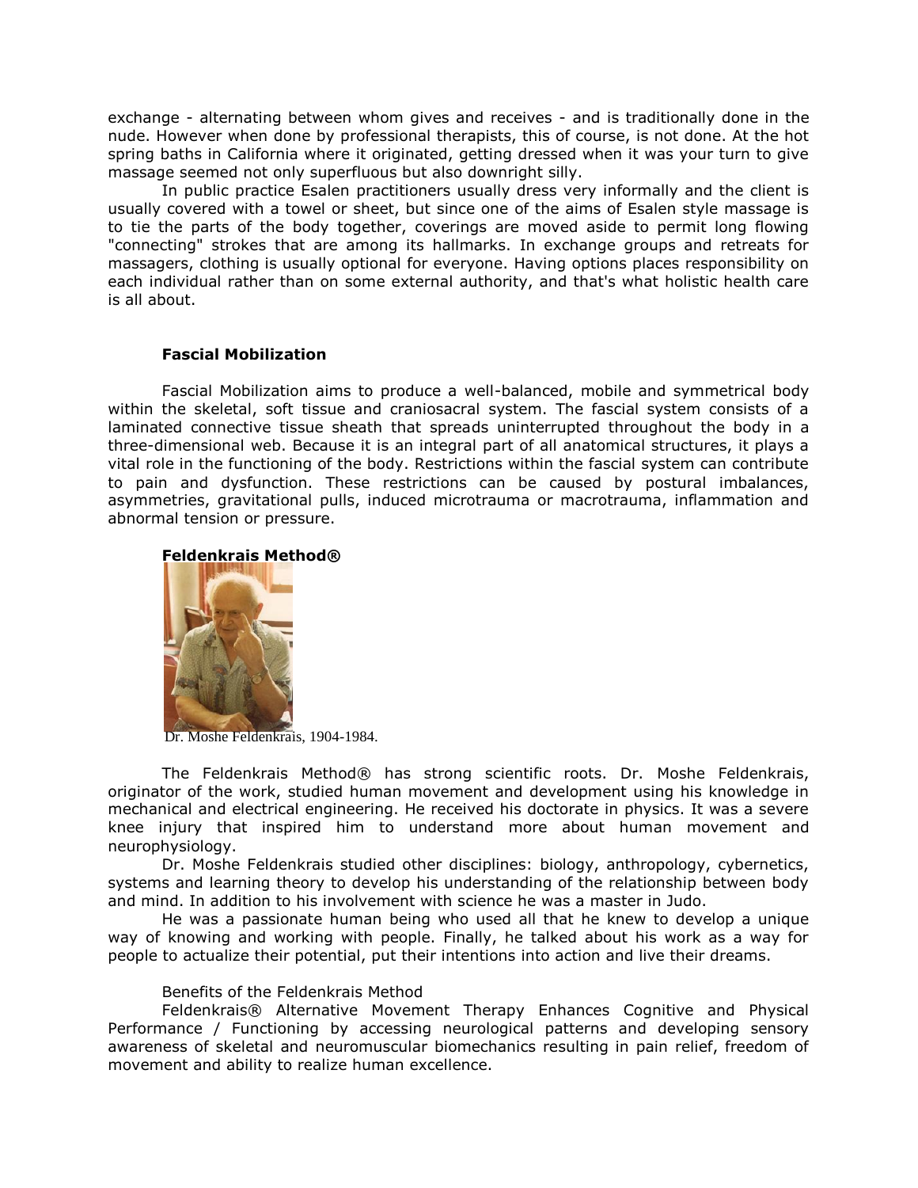exchange - alternating between whom gives and receives - and is traditionally done in the nude. However when done by professional therapists, this of course, is not done. At the hot spring baths in California where it originated, getting dressed when it was your turn to give massage seemed not only superfluous but also downright silly.

In public practice Esalen practitioners usually dress very informally and the client is usually covered with a towel or sheet, but since one of the aims of Esalen style massage is to tie the parts of the body together, coverings are moved aside to permit long flowing "connecting" strokes that are among its hallmarks. In exchange groups and retreats for massagers, clothing is usually optional for everyone. Having options places responsibility on each individual rather than on some external authority, and that's what holistic health care is all about.

### Fascial Mobilization

Fascial Mobilization aims to produce a well-balanced, mobile and symmetrical body within the skeletal, soft tissue and craniosacral system. The fascial system consists of a laminated connective tissue sheath that spreads uninterrupted throughout the body in a three-dimensional web. Because it is an integral part of all anatomical structures, it plays a vital role in the functioning of the body. Restrictions within the fascial system can contribute to pain and dysfunction. These restrictions can be caused by postural imbalances, asymmetries, gravitational pulls, induced microtrauma or macrotrauma, inflammation and abnormal tension or pressure.

### Feldenkrais Method®

Dr. Moshe Feldenkrais, 1904-1984.

The Feldenkrais Method® has strong scientific roots. Dr. Moshe Feldenkrais, originator of the work, studied human movement and development using his knowledge in mechanical and electrical engineering. He received his doctorate in physics. It was a severe knee injury that inspired him to understand more about human movement and neurophysiology.

Dr. Moshe Feldenkrais studied other disciplines: biology, anthropology, cybernetics, systems and learning theory to develop his understanding of the relationship between body and mind. In addition to his involvement with science he was a master in Judo.

He was a passionate human being who used all that he knew to develop a unique way of knowing and working with people. Finally, he talked about his work as a way for people to actualize their potential, put their intentions into action and live their dreams.

Benefits of the Feldenkrais Method

Feldenkrais® Alternative Movement Therapy Enhances Cognitive and Physical Performance / Functioning by accessing neurological patterns and developing sensory awareness of skeletal and neuromuscular biomechanics resulting in pain relief, freedom of movement and ability to realize human excellence.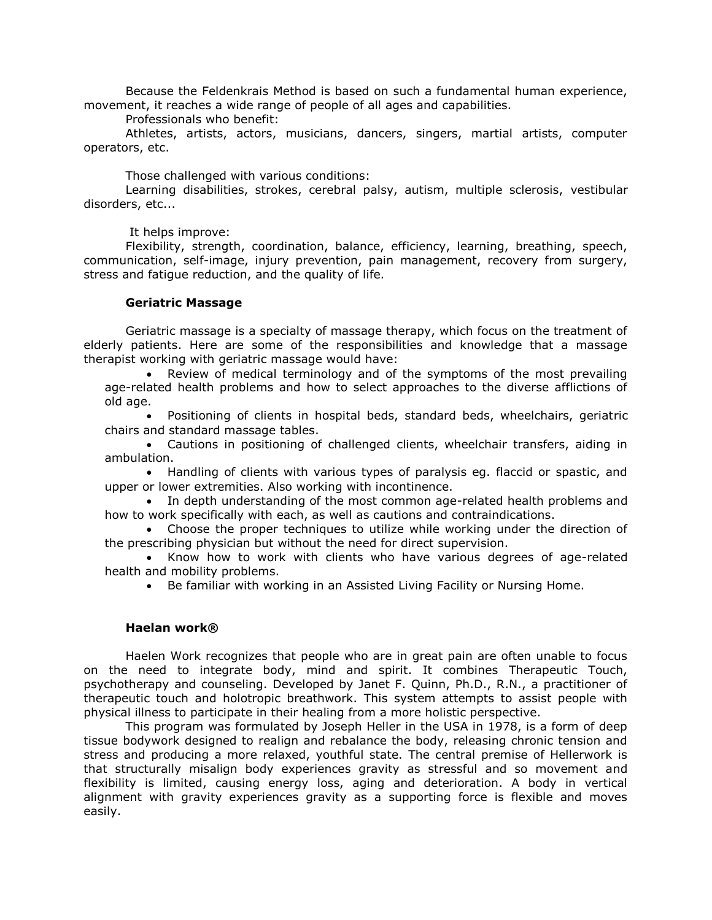Because the Feldenkrais Method is based on such a fundamental human experience, movement, it reaches a wide range of people of all ages and capabilities.

Professionals who benefit:

Athletes, artists, actors, musicians, dancers, singers, martial artists, computer operators, etc.

Those challenged with various conditions:

Learning disabilities, strokes, cerebral palsy, autism, multiple sclerosis, vestibular disorders, etc...

It helps improve:

Flexibility, strength, coordination, balance, efficiency, learning, breathing, speech, communication, self-image, injury prevention, pain management, recovery from surgery, stress and fatigue reduction, and the quality of life.

### Geriatric Massage

Geriatric massage is a specialty of massage therapy, which focus on the treatment of elderly patients. Here are some of the responsibilities and knowledge that a massage therapist working with geriatric massage would have:

- Review of medical terminology and of the symptoms of the most prevailing age-related health problems and how to select approaches to the diverse afflictions of old age.
- Positioning of clients in hospital beds, standard beds, wheelchairs, geriatric chairs and standard massage tables.
- Cautions in positioning of challenged clients, wheelchair transfers, aiding in ambulation.
- Handling of clients with various types of paralysis eg. flaccid or spastic, and upper or lower extremities. Also working with incontinence.
- In depth understanding of the most common age-related health problems and how to work specifically with each, as well as cautions and contraindications.
- Choose the proper techniques to utilize while working under the direction of the prescribing physician but without the need for direct supervision.
- Know how to work with clients who have various degrees of age-related health and mobility problems.
- Be familiar with working in an Assisted Living Facility or Nursing Home.

### Haelan work®

Haelen Work recognizes that people who are in great pain are often unable to focus on the need to integrate body, mind and spirit. It combines Therapeutic Touch, psychotherapy and counseling. Developed by Janet F. Quinn, Ph.D., R.N., a practitioner of therapeutic touch and holotropic breathwork. This system attempts to assist people with physical illness to participate in their healing from a more holistic perspective.

This program was formulated by Joseph Heller in the USA in 1978, is a form of deep tissue bodywork designed to realign and rebalance the body, releasing chronic tension and stress and producing a more relaxed, youthful state. The central premise of Hellerwork is that structurally misalign body experiences gravity as stressful and so movement and flexibility is limited, causing energy loss, aging and deterioration. A body in vertical alignment with gravity experiences gravity as a supporting force is flexible and moves easily.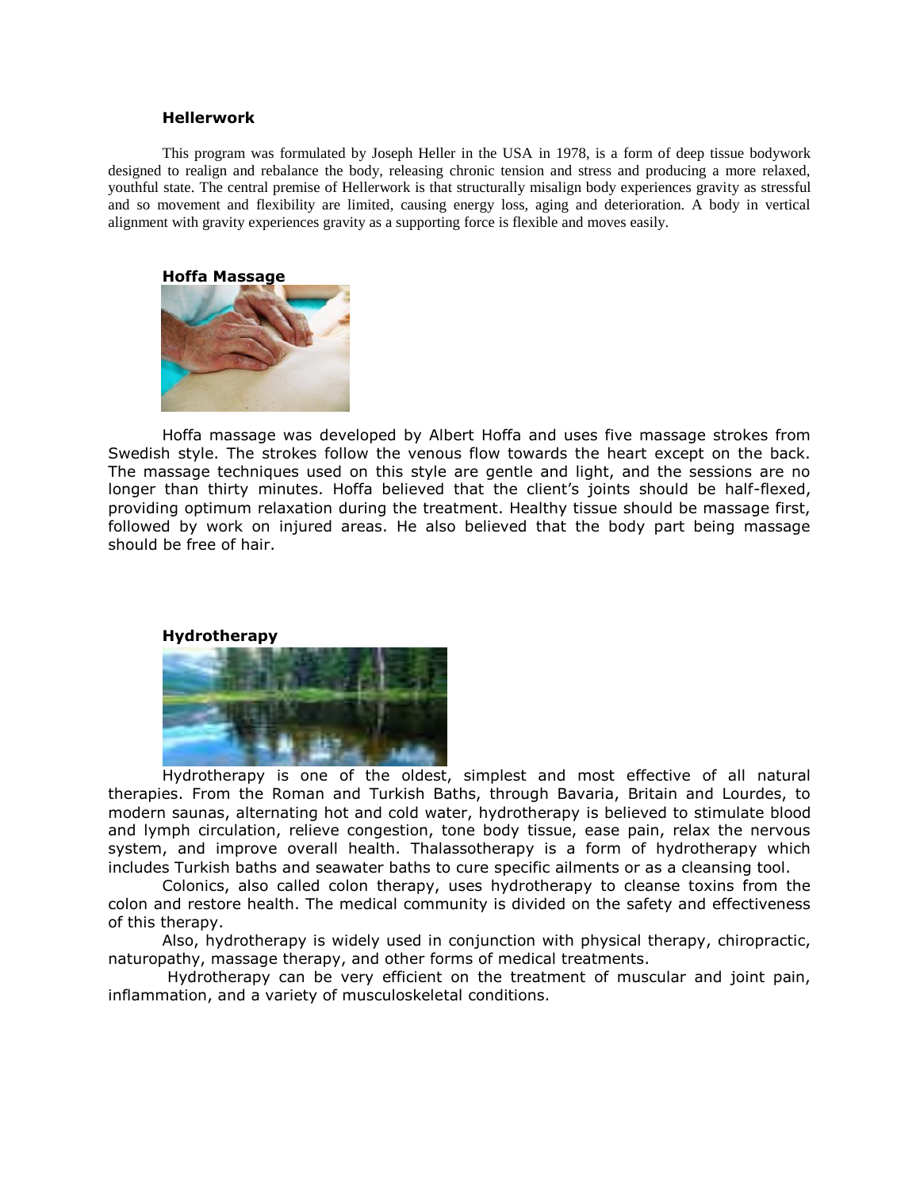### Hellerwork

This program was formulated by Joseph Heller in the USA in 1978, is a form of deep tissue bodywork designed to realign and rebalance the body, releasing chronic tension and stress and producing a more relaxed, youthful state. The central premise of Hellerwork is that structurally misalign body experiences gravity as stressful and so movement and flexibility are limited, causing energy loss, aging and deterioration. A body in vertical alignment with gravity experiences gravity as a supporting force is flexible and moves easily.

### Hoffa Massage

Hoffa massage was developed by Albert Hoffa and uses five massage strokes from Swedish style. The strokes follow the venous flow towards the heart except on the back. The massage techniques used on this style are gentle and light, and the sessions are no longer than thirty minutes. Hoffa believed that the client's joints should be half-flexed, providing optimum relaxation during the treatment. Healthy tissue should be massage first, followed by work on injured areas. He also believed that the body part being massage should be free of hair.

### Hydrotherapy

Hydrotherapy is one of the oldest, simplest and most effective of all natural therapies. From the Roman and Turkish Baths, through Bavaria, Britain and Lourdes, to modern saunas, alternating hot and cold water, hydrotherapy is believed to stimulate blood and lymph circulation, relieve congestion, tone body tissue, ease pain, relax the nervous system, and improve overall health. Thalassotherapy is a form of hydrotherapy which includes Turkish baths and seawater baths to cure specific ailments or as a cleansing tool.

Colonics, also called colon therapy, uses hydrotherapy to cleanse toxins from the colon and restore health. The medical community is divided on the safety and effectiveness of this therapy.

Also, hydrotherapy is widely used in conjunction with physical therapy, chiropractic, naturopathy, massage therapy, and other forms of medical treatments.

Hydrotherapy can be very efficient on the treatment of muscular and joint pain, inflammation, and a variety of musculoskeletal conditions.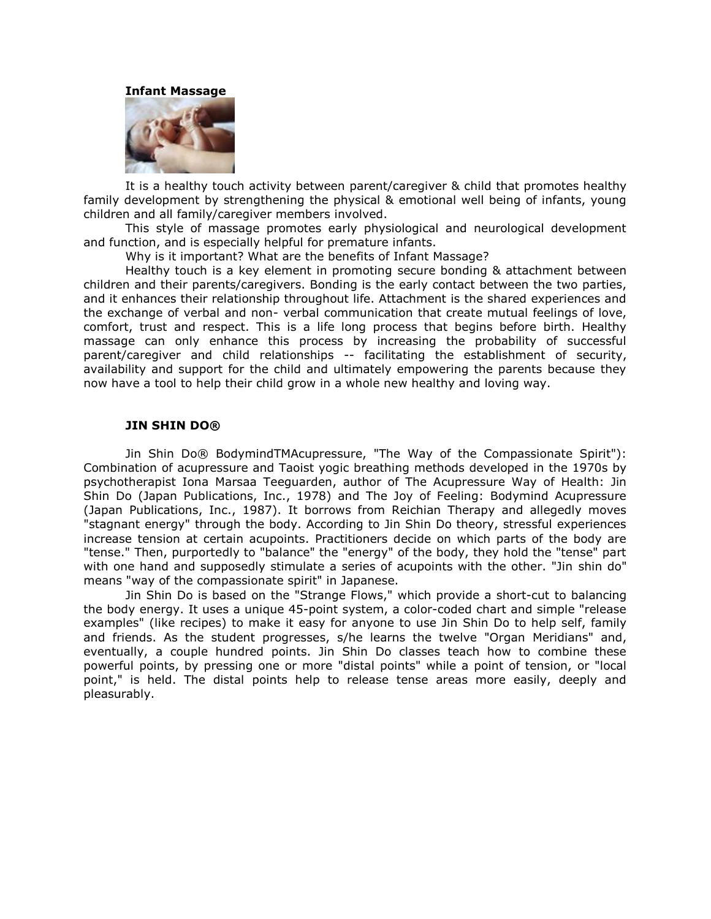**Infant Massage**

It is a healthy touch activity between parent/caregiver & child that promotes healthy family development by strengthening the physical & emotional well being of infants, young children and all family/caregiver members involved.

This style of massage promotes early physiological and neurological development and function, and is especially helpful for premature infants.

Why is it important? What are the benefits of Infant Massage?

Healthy touch is a key element in promoting secure bonding & attachment between children and their parents/caregivers. Bonding is the early contact between the two parties, and it enhances their relationship throughout life. Attachment is the shared experiences and the exchange of verbal and non- verbal communication that create mutual feelings of love, comfort, trust and respect. This is a life long process that begins before birth. Healthy massage can only enhance this process by increasing the probability of successful parent/caregiver and child relationships -- facilitating the establishment of security, availability and support for the child and ultimately empowering the parents because they now have a tool to help their child grow in a whole new healthy and loving way.

**JIN SHIN DO®**

Jin Shin Do® BodymindTMAcupressure, "The Way of the Compassionate Spirit"): Combination of acupressure and Taoist yogic breathing methods developed in the 1970s by psychotherapist Iona Marsaa Teeguarden, author of The Acupressure Way of Health: Jin Shin Do (Japan Publications, Inc., 1978) and The Joy of Feeling: Bodymind Acupressure (Japan Publications, Inc., 1987). It borrows from Reichian Therapy and allegedly moves "stagnant energy" through the body. According to Jin Shin Do theory, stressful experiences increase tension at certain acupoints. Practitioners decide on which parts of the body are "tense." Then, purportedly to "balance" the "energy" of the body, they hold the "tense" part with one hand and supposedly stimulate a series of acupoints with the other. "Jin shin do" means "way of the compassionate spirit" in Japanese.

Jin Shin Do is based on the "Strange Flows," which provide a short-cut to balancing the body energy. It uses a unique 45-point system, a color-coded chart and simple "release examples" (like recipes) to make it easy for anyone to use Jin Shin Do to help self, family and friends. As the student progresses, s/he learns the twelve "Organ Meridians" and, eventually, a couple hundred points. Jin Shin Do classes teach how to combine these powerful points, by pressing one or more "distal points" while a point of tension, or "local point," is held. The distal points help to release tense areas more easily, deeply and pleasurably.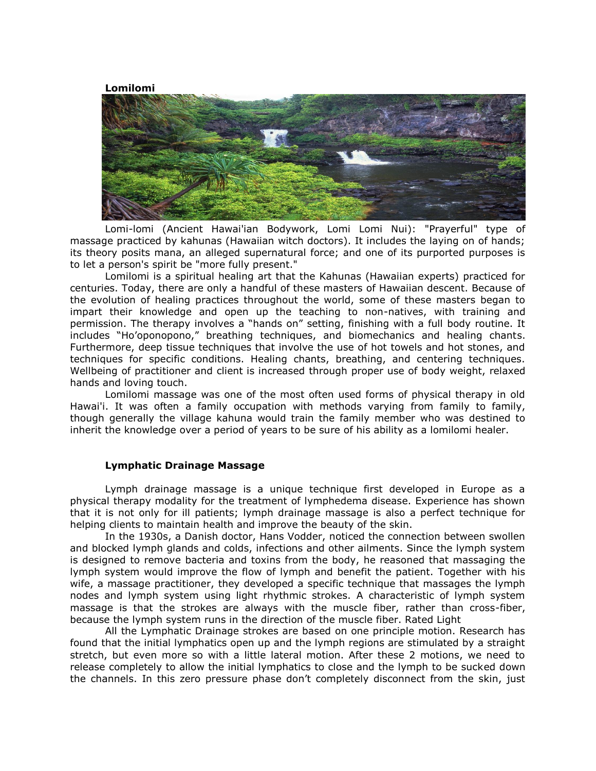**Lomilomi**

Lomi-lomi (Ancient Hawai'ian Bodywork, Lomi Lomi Nui): "Prayerful" type of massage practiced by kahunas (Hawaiian witch doctors). It includes the laying on of hands; its theory posits mana, an alleged supernatural force; and one of its purported purposes is to let a person's spirit be "more fully present."

Lomilomi is a spiritual healing art that the Kahunas (Hawaiian experts) practiced for centuries. Today, there are only a handful of these masters of Hawaiian descent. Because of the evolution of healing practices throughout the world, some of these masters began to impart their knowledge and open up the teaching to non-natives, with training and permission. The therapy involves a "hands on" setting, finishing with a full body routine. It includes "Ho'oponopono," breathing techniques, and biomechanics and healing chants. Furthermore, deep tissue techniques that involve the use of hot towels and hot stones, and techniques for specific conditions. Healing chants, breathing, and centering techniques. Wellbeing of practitioner and client is increased through proper use of body weight, relaxed hands and loving touch.

Lomilomi massage was one of the most often used forms of physical therapy in old Hawai'i. It was often a family occupation with methods varying from family to family, though generally the village kahuna would train the family member who was destined to inherit the knowledge over a period of years to be sure of his ability as a lomilomi healer.

**Lymphatic Drainage Massage**

Lymph drainage massage is a unique technique first developed in Europe as a physical therapy modality for the treatment of lymphedema disease. Experience has shown that it is not only for ill patients; lymph drainage massage is also a perfect technique for helping clients to maintain health and improve the beauty of the skin.

In the 1930s, a Danish doctor, Hans Vodder, noticed the connection between swollen and blocked lymph glands and colds, infections and other ailments. Since the lymph system is designed to remove bacteria and toxins from the body, he reasoned that massaging the lymph system would improve the flow of lymph and benefit the patient. Together with his wife, a massage practitioner, they developed a specific technique that massages the lymph nodes and lymph system using light rhythmic strokes. A characteristic of lymph system massage is that the strokes are always with the muscle fiber, rather than cross-fiber, because the lymph system runs in the direction of the muscle fiber. Rated Light

All the Lymphatic Drainage strokes are based on one principle motion. Research has found that the initial lymphatics open up and the lymph regions are stimulated by a straight stretch, but even more so with a little lateral motion. After these 2 motions, we need to release completely to allow the initial lymphatics to close and the lymph to be sucked down the channels. In this zero pressure phase don't completely disconnect from the skin, just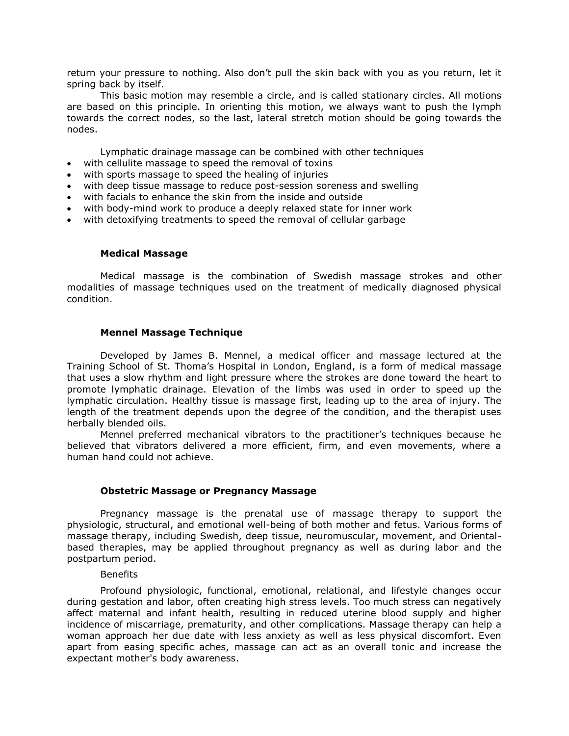return your pressure to nothing. Also don't pull the skin back with you as you return, let it spring back by itself.

This basic motion may resemble a circle, and is called stationary circles. All motions are based on this principle. In orienting this motion, we always want to push the lymph towards the correct nodes, so the last, lateral stretch motion should be going towards the nodes.

Lymphatic drainage massage can be combined with other techniques

- with cellulite massage to speed the removal of toxins
- with sports massage to speed the healing of injuries
- with deep tissue massage to reduce post-session soreness and swelling
- with facials to enhance the skin from the inside and outside
- with body-mind work to produce a deeply relaxed state for inner work
- with detoxifying treatments to speed the removal of cellular garbage

**Medical Massage**

Medical massage is the combination of Swedish massage strokes and other modalities of massage techniques used on the treatment of medically diagnosed physical condition.

**Mennel Massage Technique**

Developed by James B. Mennel, a medical officer and massage lectured at the Training School of St. Thoma's Hospital in London, England, is a form of medical massage that uses a slow rhythm and light pressure where the strokes are done toward the heart to promote lymphatic drainage. Elevation of the limbs was used in order to speed up the lymphatic circulation. Healthy tissue is massage first, leading up to the area of injury. The length of the treatment depends upon the degree of the condition, and the therapist uses herbally blended oils.

Mennel preferred mechanical vibrators to the practitioner's techniques because he believed that vibrators delivered a more efficient, firm, and even movements, where a human hand could not achieve.

**Obstetric Massage or Pregnancy Massage**

Pregnancy massage is the prenatal use of massage therapy to support the physiologic, structural, and emotional well-being of both mother and fetus. Various forms of massage therapy, including Swedish, deep tissue, neuromuscular, movement, and Oriental-based therapies, may be applied throughout pregnancy as well as during labor and the postpartum period.

Benefits

Profound physiologic, functional, emotional, relational, and lifestyle changes occur during gestation and labor, often creating high stress levels. Too much stress can negatively affect maternal and infant health, resulting in reduced uterine blood supply and higher incidence of miscarriage, prematurity, and other complications. Massage therapy can help a woman approach her due date with less anxiety as well as less physical discomfort. Even apart from easing specific aches, massage can act as an overall tonic and increase the expectant mother's body awareness.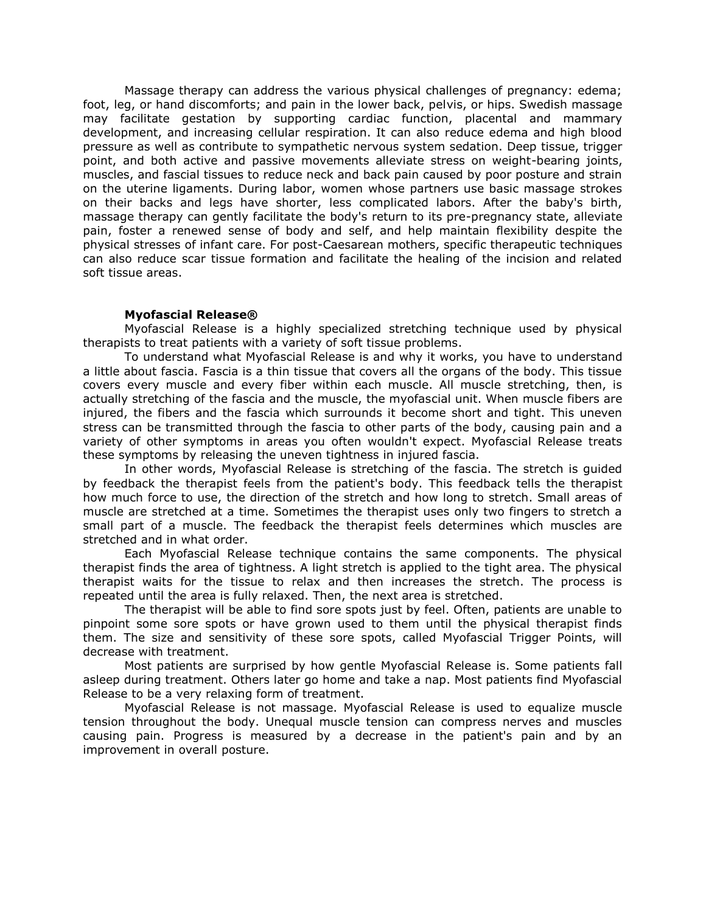Massage therapy can address the various physical challenges of pregnancy: edema; foot, leg, or hand discomforts; and pain in the lower back, pelvis, or hips. Swedish massage may facilitate gestation by supporting cardiac function, placental and mammary development, and increasing cellular respiration. It can also reduce edema and high blood pressure as well as contribute to sympathetic nervous system sedation. Deep tissue, trigger point, and both active and passive movements alleviate stress on weight-bearing joints, muscles, and fascial tissues to reduce neck and back pain caused by poor posture and strain on the uterine ligaments. During labor, women whose partners use basic massage strokes on their backs and legs have shorter, less complicated labors. After the baby's birth, massage therapy can gently facilitate the body's return to its pre-pregnancy state, alleviate pain, foster a renewed sense of body and self, and help maintain flexibility despite the physical stresses of infant care. For post-Caesarean mothers, specific therapeutic techniques can also reduce scar tissue formation and facilitate the healing of the incision and related soft tissue areas.

**Myofascial Release®**

Myofascial Release is a highly specialized stretching technique used by physical therapists to treat patients with a variety of soft tissue problems.

To understand what Myofascial Release is and why it works, you have to understand a little about fascia. Fascia is a thin tissue that covers all the organs of the body. This tissue covers every muscle and every fiber within each muscle. All muscle stretching, then, is actually stretching of the fascia and the muscle, the myofascial unit. When muscle fibers are injured, the fibers and the fascia which surrounds it become short and tight. This uneven stress can be transmitted through the fascia to other parts of the body, causing pain and a variety of other symptoms in areas you often wouldn't expect. Myofascial Release treats these symptoms by releasing the uneven tightness in injured fascia.

In other words, Myofascial Release is stretching of the fascia. The stretch is guided by feedback the therapist feels from the patient's body. This feedback tells the therapist how much force to use, the direction of the stretch and how long to stretch. Small areas of muscle are stretched at a time. Sometimes the therapist uses only two fingers to stretch a small part of a muscle. The feedback the therapist feels determines which muscles are stretched and in what order.

Each Myofascial Release technique contains the same components. The physical therapist finds the area of tightness. A light stretch is applied to the tight area. The physical therapist waits for the tissue to relax and then increases the stretch. The process is repeated until the area is fully relaxed. Then, the next area is stretched.

The therapist will be able to find sore spots just by feel. Often, patients are unable to pinpoint some sore spots or have grown used to them until the physical therapist finds them. The size and sensitivity of these sore spots, called Myofascial Trigger Points, will decrease with treatment.

Most patients are surprised by how gentle Myofascial Release is. Some patients fall asleep during treatment. Others later go home and take a nap. Most patients find Myofascial Release to be a very relaxing form of treatment.

Myofascial Release is not massage. Myofascial Release is used to equalize muscle tension throughout the body. Unequal muscle tension can compress nerves and muscles causing pain. Progress is measured by a decrease in the patient's pain and by an improvement in overall posture.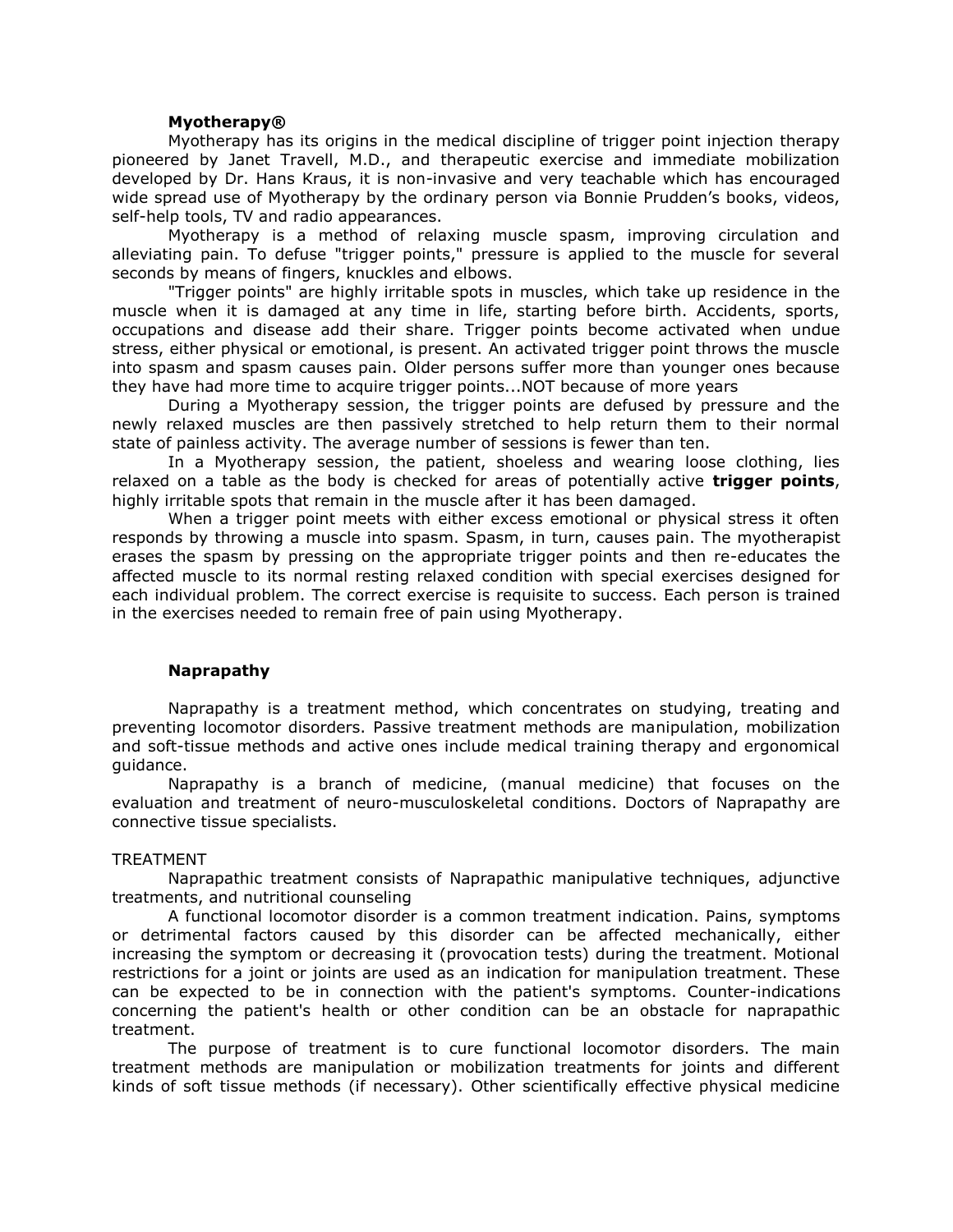**Myotherapy®**

Myotherapy has its origins in the medical discipline of trigger point injection therapy pioneered by Janet Travell, M.D., and therapeutic exercise and immediate mobilization developed by Dr. Hans Kraus, it is non-invasive and very teachable which has encouraged wide spread use of Myotherapy by the ordinary person via Bonnie Prudden's books, videos, self-help tools, TV and radio appearances.

Myotherapy is a method of relaxing muscle spasm, improving circulation and alleviating pain. To defuse "trigger points," pressure is applied to the muscle for several seconds by means of fingers, knuckles and elbows.

"Trigger points" are highly irritable spots in muscles, which take up residence in the muscle when it is damaged at any time in life, starting before birth. Accidents, sports, occupations and disease add their share. Trigger points become activated when undue stress, either physical or emotional, is present. An activated trigger point throws the muscle into spasm and spasm causes pain. Older persons suffer more than younger ones because they have had more time to acquire trigger points...NOT because of more years

During a Myotherapy session, the trigger points are defused by pressure and the newly relaxed muscles are then passively stretched to help return them to their normal state of painless activity. The average number of sessions is fewer than ten.

In a Myotherapy session, the patient, shoeless and wearing loose clothing, lies relaxed on a table as the body is checked for areas of potentially active **trigger points**, highly irritable spots that remain in the muscle after it has been damaged.

When a trigger point meets with either excess emotional or physical stress it often responds by throwing a muscle into spasm. Spasm, in turn, causes pain. The myotherapist erases the spasm by pressing on the appropriate trigger points and then re-educates the affected muscle to its normal resting relaxed condition with special exercises designed for each individual problem. The correct exercise is requisite to success. Each person is trained in the exercises needed to remain free of pain using Myotherapy.

**Naprapathy**

Naprapathy is a treatment method, which concentrates on studying, treating and preventing locomotor disorders. Passive treatment methods are manipulation, mobilization and soft-tissue methods and active ones include medical training therapy and ergonomical guidance.

Naprapathy is a branch of medicine, (manual medicine) that focuses on the evaluation and treatment of neuro-musculoskeletal conditions. Doctors of Naprapathy are connective tissue specialists.

TREATMENT

Naprapathic treatment consists of Naprapathic manipulative techniques, adjunctive treatments, and nutritional counseling

A functional locomotor disorder is a common treatment indication. Pains, symptoms or detrimental factors caused by this disorder can be affected mechanically, either increasing the symptom or decreasing it (provocation tests) during the treatment. Motional restrictions for a joint or joints are used as an indication for manipulation treatment. These can be expected to be in connection with the patient's symptoms. Counter-indications concerning the patient's health or other condition can be an obstacle for naprapathic treatment.

The purpose of treatment is to cure functional locomotor disorders. The main treatment methods are manipulation or mobilization treatments for joints and different kinds of soft tissue methods (if necessary). Other scientifically effective physical medicine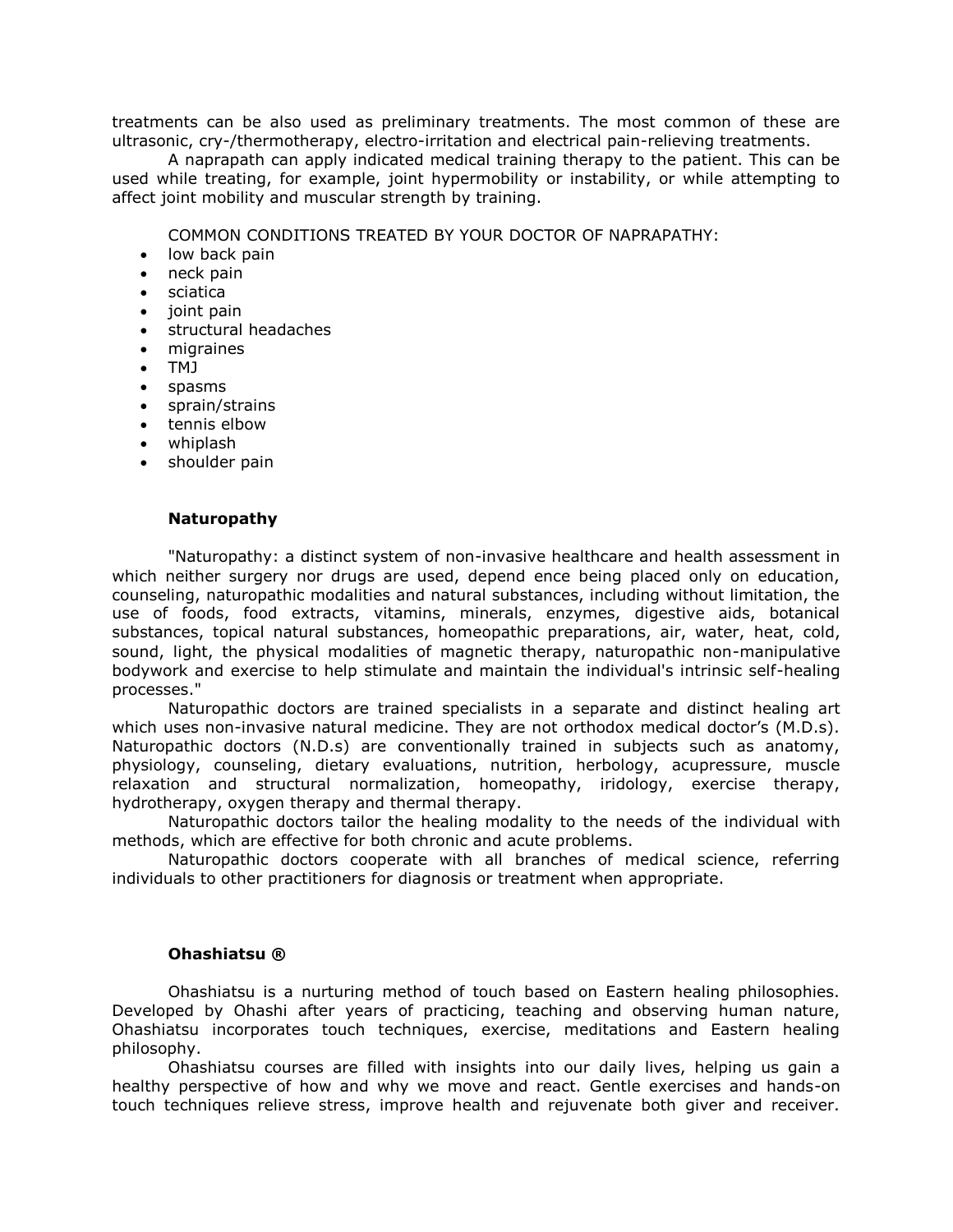treatments can be also used as preliminary treatments. The most common of these are ultrasonic, cry-/thermotherapy, electro-irritation and electrical pain-relieving treatments.

A naprapath can apply indicated medical training therapy to the patient. This can be used while treating, for example, joint hypermobility or instability, or while attempting to affect joint mobility and muscular strength by training.

COMMON CONDITIONS TREATED BY YOUR DOCTOR OF NAPRAPATHY:

- low back pain
- neck pain
- sciatica
- joint pain
- structural headaches
- migraines
- TMJ
- spasms
- sprain/strains
- tennis elbow
- whiplash
- shoulder pain

### Naturopathy

"Naturopathy: a distinct system of non-invasive healthcare and health assessment in which neither surgery nor drugs are used, depend ence being placed only on education, counseling, naturopathic modalities and natural substances, including without limitation, the use of foods, food extracts, vitamins, minerals, enzymes, digestive aids, botanical substances, topical natural substances, homeopathic preparations, air, water, heat, cold, sound, light, the physical modalities of magnetic therapy, naturopathic non-manipulative bodywork and exercise to help stimulate and maintain the individual's intrinsic self-healing processes."

Naturopathic doctors are trained specialists in a separate and distinct healing art which uses non-invasive natural medicine. They are not orthodox medical doctor's (M.D.s). Naturopathic doctors (N.D.s) are conventionally trained in subjects such as anatomy, physiology, counseling, dietary evaluations, nutrition, herbology, acupressure, muscle relaxation and structural normalization, homeopathy, iridology, exercise therapy, hydrotherapy, oxygen therapy and thermal therapy.

Naturopathic doctors tailor the healing modality to the needs of the individual with methods, which are effective for both chronic and acute problems.

Naturopathic doctors cooperate with all branches of medical science, referring individuals to other practitioners for diagnosis or treatment when appropriate.

### Ohashiatsu ®

Ohashiatsu is a nurturing method of touch based on Eastern healing philosophies. Developed by Ohashi after years of practicing, teaching and observing human nature, Ohashiatsu incorporates touch techniques, exercise, meditations and Eastern healing philosophy.

Ohashiatsu courses are filled with insights into our daily lives, helping us gain a healthy perspective of how and why we move and react. Gentle exercises and hands-on touch techniques relieve stress, improve health and rejuvenate both giver and receiver.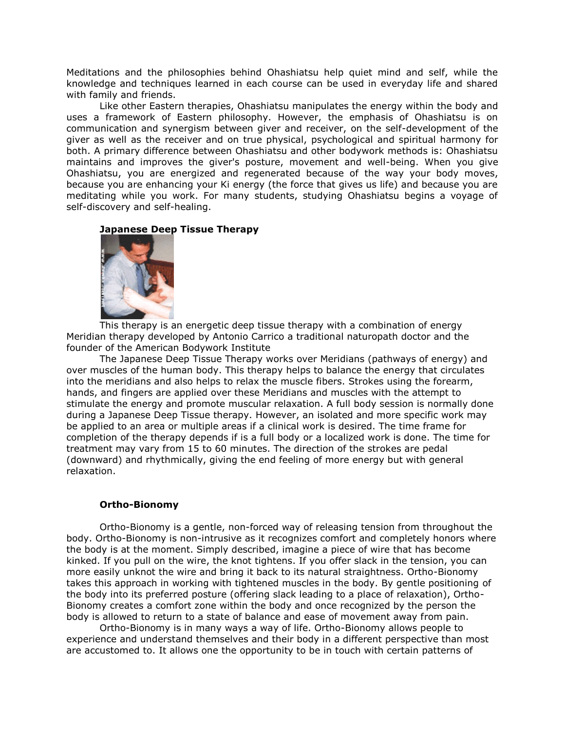Meditations and the philosophies behind Ohashiatsu help quiet mind and self, while the knowledge and techniques learned in each course can be used in everyday life and shared with family and friends.

Like other Eastern therapies, Ohashiatsu manipulates the energy within the body and uses a framework of Eastern philosophy. However, the emphasis of Ohashiatsu is on communication and synergism between giver and receiver, on the self-development of the giver as well as the receiver and on true physical, psychological and spiritual harmony for both. A primary difference between Ohashiatsu and other bodywork methods is: Ohashiatsu maintains and improves the giver's posture, movement and well-being. When you give Ohashiatsu, you are energized and regenerated because of the way your body moves, because you are enhancing your Ki energy (the force that gives us life) and because you are meditating while you work. For many students, studying Ohashiatsu begins a voyage of self-discovery and self-healing.

### Japanese Deep Tissue Therapy

This therapy is an energetic deep tissue therapy with a combination of energy Meridian therapy developed by Antonio Carrico a traditional naturopath doctor and the founder of the American Bodywork Institute

The Japanese Deep Tissue Therapy works over Meridians (pathways of energy) and over muscles of the human body. This therapy helps to balance the energy that circulates into the meridians and also helps to relax the muscle fibers. Strokes using the forearm, hands, and fingers are applied over these Meridians and muscles with the attempt to stimulate the energy and promote muscular relaxation. A full body session is normally done during a Japanese Deep Tissue therapy. However, an isolated and more specific work may be applied to an area or multiple areas if a clinical work is desired. The time frame for completion of the therapy depends if is a full body or a localized work is done. The time for treatment may vary from 15 to 60 minutes. The direction of the strokes are pedal (downward) and rhythmically, giving the end feeling of more energy but with general relaxation.

### Ortho-Bionomy

Ortho-Bionomy is a gentle, non-forced way of releasing tension from throughout the body. Ortho-Bionomy is non-intrusive as it recognizes comfort and completely honors where the body is at the moment. Simply described, imagine a piece of wire that has become kinked. If you pull on the wire, the knot tightens. If you offer slack in the tension, you can more easily unknot the wire and bring it back to its natural straightness. Ortho-Bionomy takes this approach in working with tightened muscles in the body. By gentle positioning of the body into its preferred posture (offering slack leading to a place of relaxation), Ortho-Bionomy creates a comfort zone within the body and once recognized by the person the body is allowed to return to a state of balance and ease of movement away from pain.

Ortho-Bionomy is in many ways a way of life. Ortho-Bionomy allows people to experience and understand themselves and their body in a different perspective than most are accustomed to. It allows one the opportunity to be in touch with certain patterns of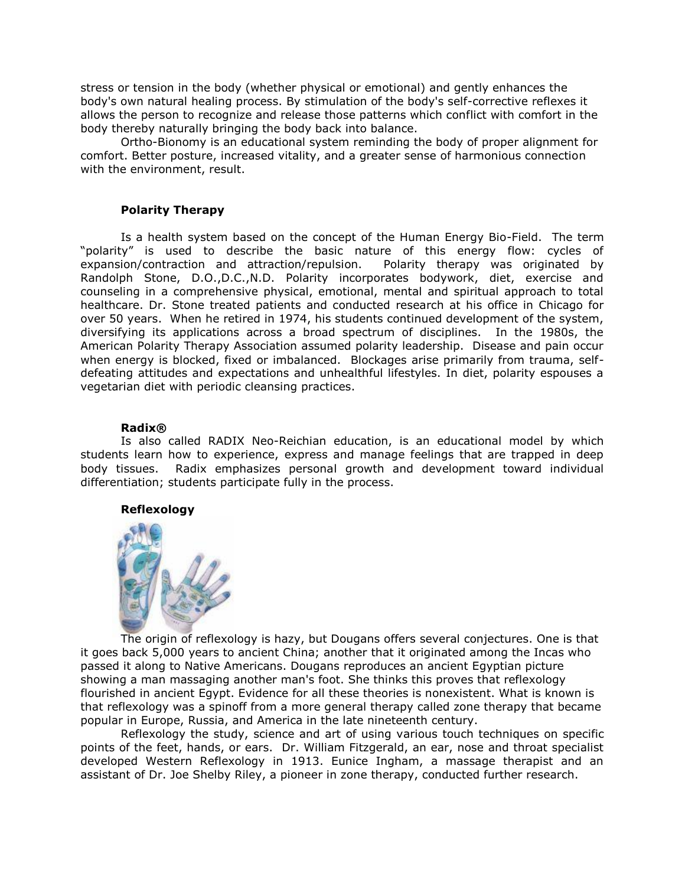stress or tension in the body (whether physical or emotional) and gently enhances the body's own natural healing process. By stimulation of the body's self-corrective reflexes it allows the person to recognize and release those patterns which conflict with comfort in the body thereby naturally bringing the body back into balance.

Ortho-Bionomy is an educational system reminding the body of proper alignment for comfort. Better posture, increased vitality, and a greater sense of harmonious connection with the environment, result.

### Polarity Therapy

Is a health system based on the concept of the Human Energy Bio-Field. The term "polarity" is used to describe the basic nature of this energy flow: cycles of expansion/contraction and attraction/repulsion. Polarity therapy was originated by Randolph Stone, D.O.,D.C.,N.D. Polarity incorporates bodywork, diet, exercise and counseling in a comprehensive physical, emotional, mental and spiritual approach to total healthcare. Dr. Stone treated patients and conducted research at his office in Chicago for over 50 years. When he retired in 1974, his students continued development of the system, diversifying its applications across a broad spectrum of disciplines. In the 1980s, the American Polarity Therapy Association assumed polarity leadership. Disease and pain occur when energy is blocked, fixed or imbalanced. Blockages arise primarily from trauma, self-defeating attitudes and expectations and unhealthful lifestyles. In diet, polarity espouses a vegetarian diet with periodic cleansing practices.

### Radix®

Is also called RADIX Neo-Reichian education, is an educational model by which students learn how to experience, express and manage feelings that are trapped in deep body tissues. Radix emphasizes personal growth and development toward individual differentiation; students participate fully in the process.

### Reflexology

The origin of reflexology is hazy, but Dougans offers several conjectures. One is that it goes back 5,000 years to ancient China; another that it originated among the Incas who passed it along to Native Americans. Dougans reproduces an ancient Egyptian picture showing a man massaging another man's foot. She thinks this proves that reflexology flourished in ancient Egypt. Evidence for all these theories is nonexistent. What is known is that reflexology was a spinoff from a more general therapy called zone therapy that became popular in Europe, Russia, and America in the late nineteenth century.

Reflexology the study, science and art of using various touch techniques on specific points of the feet, hands, or ears. Dr. William Fitzgerald, an ear, nose and throat specialist developed Western Reflexology in 1913. Eunice Ingham, a massage therapist and an assistant of Dr. Joe Shelby Riley, a pioneer in zone therapy, conducted further research.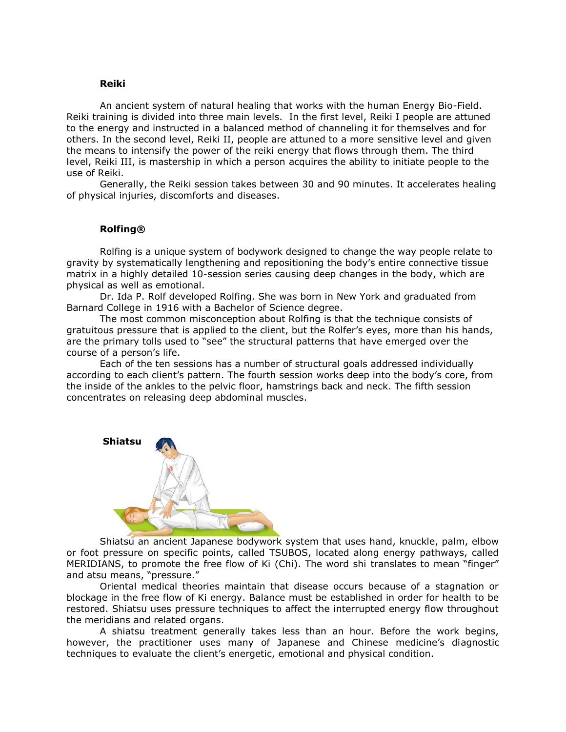**Reiki**

An ancient system of natural healing that works with the human Energy Bio-Field. Reiki training is divided into three main levels. In the first level, Reiki I people are attuned to the energy and instructed in a balanced method of channeling it for themselves and for others. In the second level, Reiki II, people are attuned to a more sensitive level and given the means to intensify the power of the reiki energy that flows through them. The third level, Reiki III, is mastership in which a person acquires the ability to initiate people to the use of Reiki.

Generally, the Reiki session takes between 30 and 90 minutes. It accelerates healing of physical injuries, discomforts and diseases.

**Rolfing®**

Rolfing is a unique system of bodywork designed to change the way people relate to gravity by systematically lengthening and repositioning the body's entire connective tissue matrix in a highly detailed 10-session series causing deep changes in the body, which are physical as well as emotional.

Dr. Ida P. Rolf developed Rolfing. She was born in New York and graduated from Barnard College in 1916 with a Bachelor of Science degree.

The most common misconception about Rolfing is that the technique consists of gratuitous pressure that is applied to the client, but the Rolfer's eyes, more than his hands, are the primary tolls used to "see" the structural patterns that have emerged over the course of a person's life.

Each of the ten sessions has a number of structural goals addressed individually according to each client's pattern. The fourth session works deep into the body's core, from the inside of the ankles to the pelvic floor, hamstrings back and neck. The fifth session concentrates on releasing deep abdominal muscles.

**Shiatsu**

Shiatsu an ancient Japanese bodywork system that uses hand, knuckle, palm, elbow or foot pressure on specific points, called TSUBOS, located along energy pathways, called MERIDIANS, to promote the free flow of Ki (Chi). The word shi translates to mean "finger" and atsu means, "pressure."

Oriental medical theories maintain that disease occurs because of a stagnation or blockage in the free flow of Ki energy. Balance must be established in order for health to be restored. Shiatsu uses pressure techniques to affect the interrupted energy flow throughout the meridians and related organs.

A shiatsu treatment generally takes less than an hour. Before the work begins, however, the practitioner uses many of Japanese and Chinese medicine's diagnostic techniques to evaluate the client's energetic, emotional and physical condition.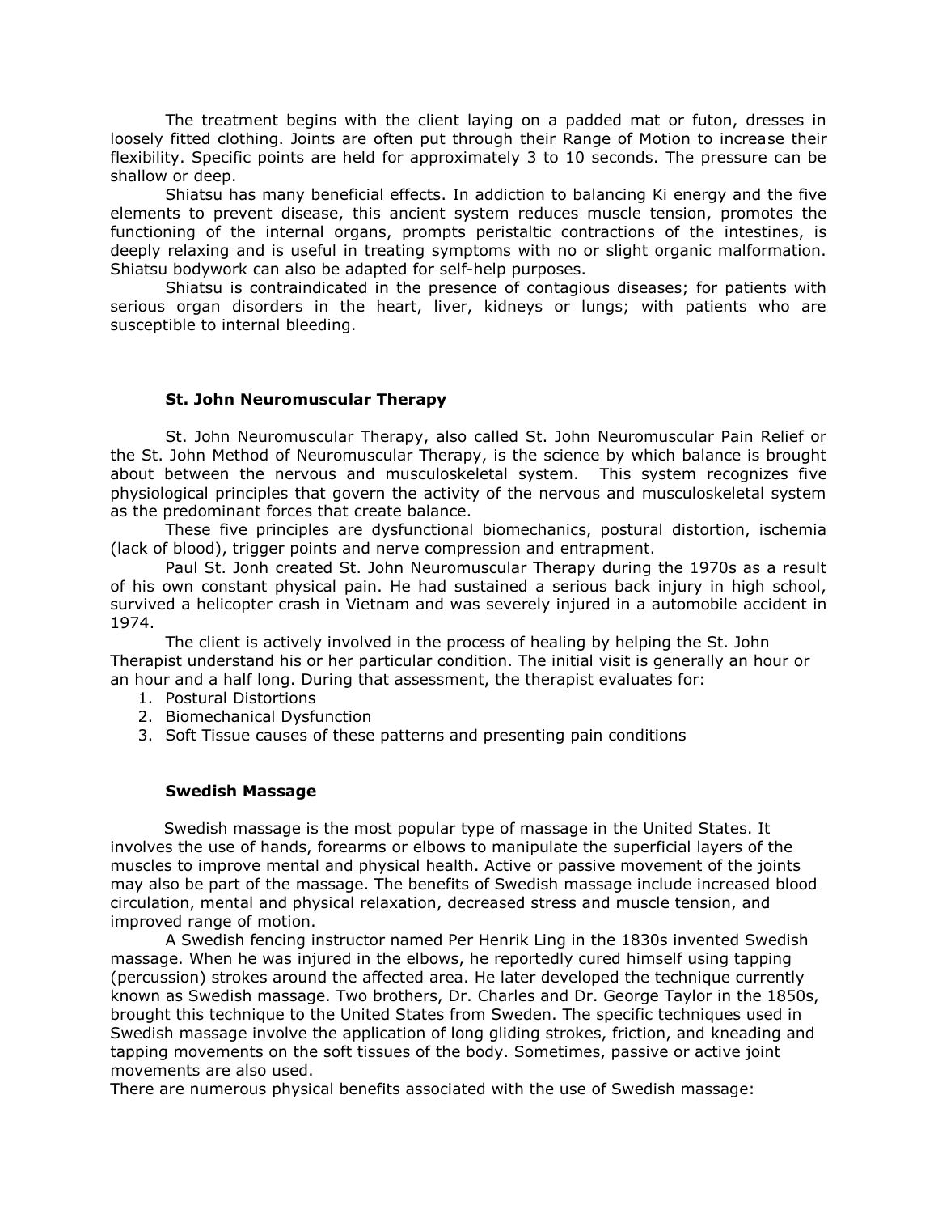The treatment begins with the client laying on a padded mat or futon, dresses in loosely fitted clothing. Joints are often put through their Range of Motion to increase their flexibility. Specific points are held for approximately 3 to 10 seconds. The pressure can be shallow or deep.

Shiatsu has many beneficial effects. In addiction to balancing Ki energy and the five elements to prevent disease, this ancient system reduces muscle tension, promotes the functioning of the internal organs, prompts peristaltic contractions of the intestines, is deeply relaxing and is useful in treating symptoms with no or slight organic malformation. Shiatsu bodywork can also be adapted for self-help purposes.

Shiatsu is contraindicated in the presence of contagious diseases; for patients with serious organ disorders in the heart, liver, kidneys or lungs; with patients who are susceptible to internal bleeding.

### St. John Neuromuscular Therapy

St. John Neuromuscular Therapy, also called St. John Neuromuscular Pain Relief or the St. John Method of Neuromuscular Therapy, is the science by which balance is brought about between the nervous and musculoskeletal system. This system recognizes five physiological principles that govern the activity of the nervous and musculoskeletal system as the predominant forces that create balance.

These five principles are dysfunctional biomechanics, postural distortion, ischemia (lack of blood), trigger points and nerve compression and entrapment.

Paul St. Jonh created St. John Neuromuscular Therapy during the 1970s as a result of his own constant physical pain. He had sustained a serious back injury in high school, survived a helicopter crash in Vietnam and was severely injured in a automobile accident in 1974.

The client is actively involved in the process of healing by helping the St. John Therapist understand his or her particular condition. The initial visit is generally an hour or an hour and a half long. During that assessment, the therapist evaluates for:

1. Postural Distortions
2. Biomechanical Dysfunction
3. Soft Tissue causes of these patterns and presenting pain conditions

### Swedish Massage

Swedish massage is the most popular type of massage in the United States. It involves the use of hands, forearms or elbows to manipulate the superficial layers of the muscles to improve mental and physical health. Active or passive movement of the joints may also be part of the massage. The benefits of Swedish massage include increased blood circulation, mental and physical relaxation, decreased stress and muscle tension, and improved range of motion.

A Swedish fencing instructor named Per Henrik Ling in the 1830s invented Swedish massage. When he was injured in the elbows, he reportedly cured himself using tapping (percussion) strokes around the affected area. He later developed the technique currently known as Swedish massage. Two brothers, Dr. Charles and Dr. George Taylor in the 1850s, brought this technique to the United States from Sweden. The specific techniques used in Swedish massage involve the application of long gliding strokes, friction, and kneading and tapping movements on the soft tissues of the body. Sometimes, passive or active joint movements are also used.

There are numerous physical benefits associated with the use of Swedish massage: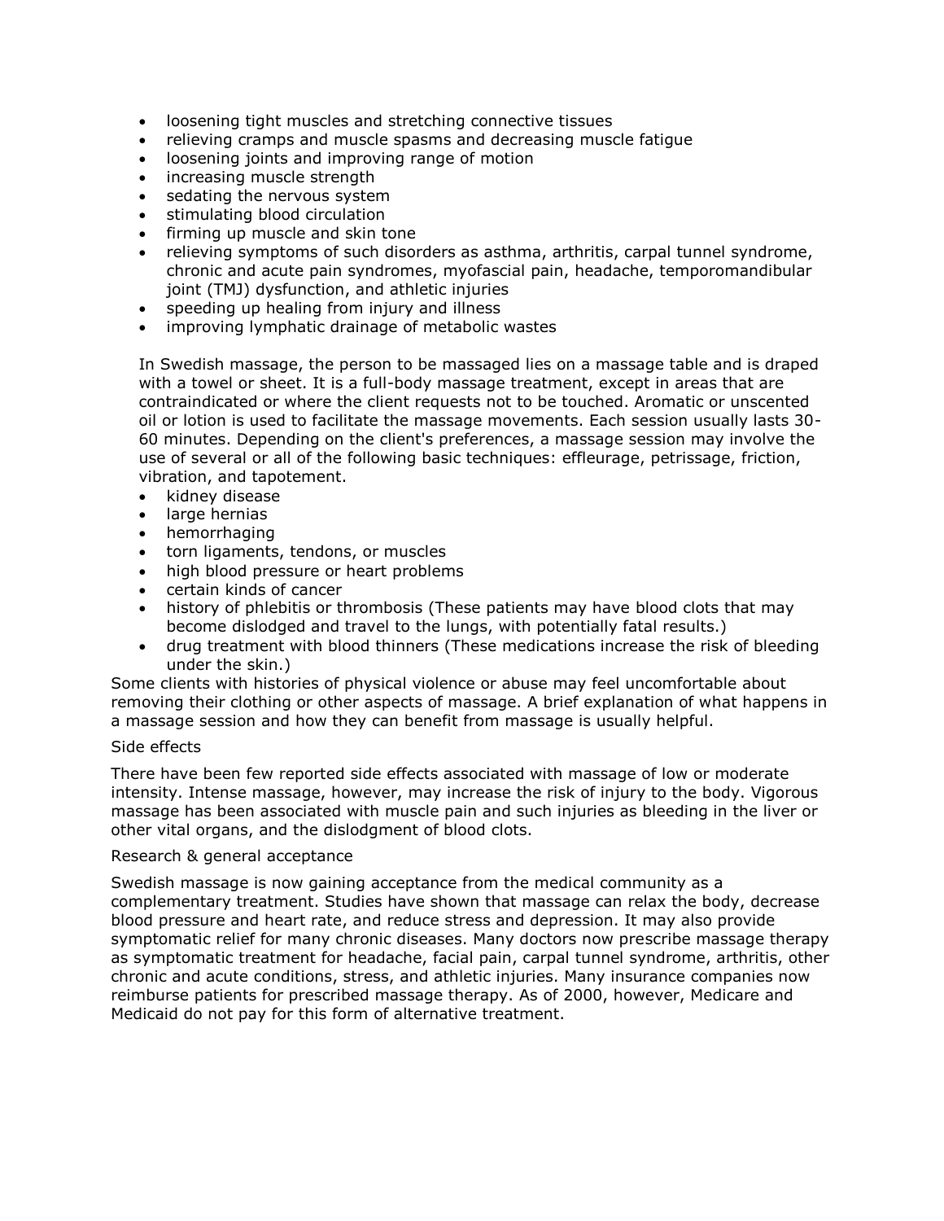- loosening tight muscles and stretching connective tissues
- relieving cramps and muscle spasms and decreasing muscle fatigue
- loosening joints and improving range of motion
- increasing muscle strength
- sedating the nervous system
- stimulating blood circulation
- firming up muscle and skin tone
- relieving symptoms of such disorders as asthma, arthritis, carpal tunnel syndrome, chronic and acute pain syndromes, myofascial pain, headache, temporomandibular joint (TMJ) dysfunction, and athletic injuries
- speeding up healing from injury and illness
- improving lymphatic drainage of metabolic wastes

In Swedish massage, the person to be massaged lies on a massage table and is draped with a towel or sheet. It is a full-body massage treatment, except in areas that are contraindicated or where the client requests not to be touched. Aromatic or unscented oil or lotion is used to facilitate the massage movements. Each session usually lasts 30-60 minutes. Depending on the client's preferences, a massage session may involve the use of several or all of the following basic techniques: effleurage, petrissage, friction, vibration, and tapotement.

- kidney disease
- large hernias
- hemorrhaging
- torn ligaments, tendons, or muscles
- high blood pressure or heart problems
- certain kinds of cancer
- history of phlebitis or thrombosis (These patients may have blood clots that may become dislodged and travel to the lungs, with potentially fatal results.)
- drug treatment with blood thinners (These medications increase the risk of bleeding under the skin.)

Some clients with histories of physical violence or abuse may feel uncomfortable about removing their clothing or other aspects of massage. A brief explanation of what happens in a massage session and how they can benefit from massage is usually helpful.

Side effects

There have been few reported side effects associated with massage of low or moderate intensity. Intense massage, however, may increase the risk of injury to the body. Vigorous massage has been associated with muscle pain and such injuries as bleeding in the liver or other vital organs, and the dislodgment of blood clots.

Research & general acceptance

Swedish massage is now gaining acceptance from the medical community as a complementary treatment. Studies have shown that massage can relax the body, decrease blood pressure and heart rate, and reduce stress and depression. It may also provide symptomatic relief for many chronic diseases. Many doctors now prescribe massage therapy as symptomatic treatment for headache, facial pain, carpal tunnel syndrome, arthritis, other chronic and acute conditions, stress, and athletic injuries. Many insurance companies now reimburse patients for prescribed massage therapy. As of 2000, however, Medicare and Medicaid do not pay for this form of alternative treatment.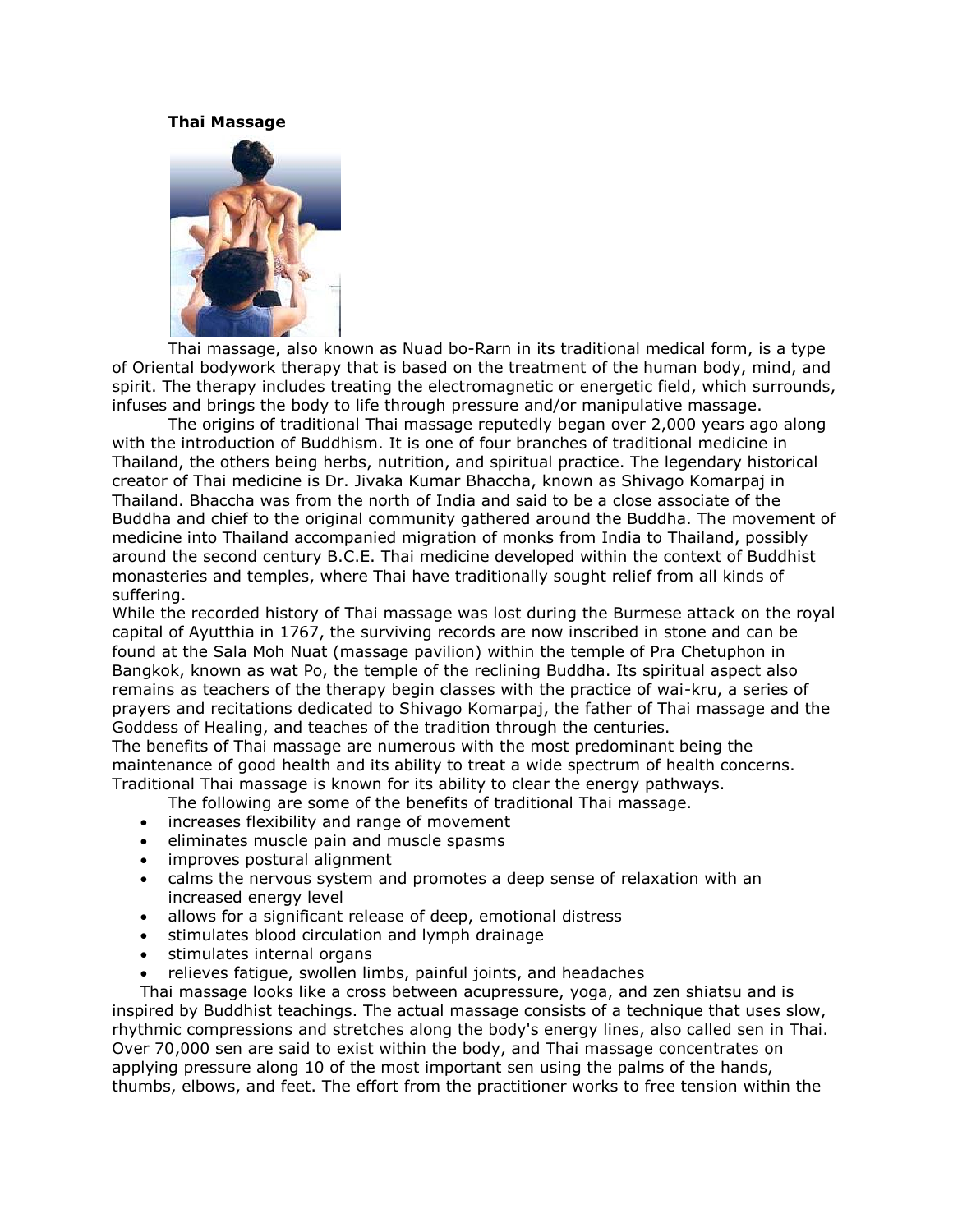**Thai Massage**

Thai massage, also known as Nuad bo-Rarn in its traditional medical form, is a type of Oriental bodywork therapy that is based on the treatment of the human body, mind, and spirit. The therapy includes treating the electromagnetic or energetic field, which surrounds, infuses and brings the body to life through pressure and/or manipulative massage.

The origins of traditional Thai massage reputedly began over 2,000 years ago along with the introduction of Buddhism. It is one of four branches of traditional medicine in Thailand, the others being herbs, nutrition, and spiritual practice. The legendary historical creator of Thai medicine is Dr. Jivaka Kumar Bhaccha, known as Shivago Komarpaj in Thailand. Bhaccha was from the north of India and said to be a close associate of the Buddha and chief to the original community gathered around the Buddha. The movement of medicine into Thailand accompanied migration of monks from India to Thailand, possibly around the second century B.C.E. Thai medicine developed within the context of Buddhist monasteries and temples, where Thai have traditionally sought relief from all kinds of suffering.

While the recorded history of Thai massage was lost during the Burmese attack on the royal capital of Ayutthia in 1767, the surviving records are now inscribed in stone and can be found at the Sala Moh Nuat (massage pavilion) within the temple of Pra Chetuphon in Bangkok, known as wat Po, the temple of the reclining Buddha. Its spiritual aspect also remains as teachers of the therapy begin classes with the practice of wai-kru, a series of prayers and recitations dedicated to Shivago Komarpaj, the father of Thai massage and the Goddess of Healing, and teaches of the tradition through the centuries.

The benefits of Thai massage are numerous with the most predominant being the maintenance of good health and its ability to treat a wide spectrum of health concerns. Traditional Thai massage is known for its ability to clear the energy pathways.

The following are some of the benefits of traditional Thai massage.

- increases flexibility and range of movement
- eliminates muscle pain and muscle spasms
- improves postural alignment
- calms the nervous system and promotes a deep sense of relaxation with an increased energy level
- allows for a significant release of deep, emotional distress
- stimulates blood circulation and lymph drainage
- stimulates internal organs
- relieves fatigue, swollen limbs, painful joints, and headaches

Thai massage looks like a cross between acupressure, yoga, and zen shiatsu and is inspired by Buddhist teachings. The actual massage consists of a technique that uses slow, rhythmic compressions and stretches along the body's energy lines, also called sen in Thai. Over 70,000 sen are said to exist within the body, and Thai massage concentrates on applying pressure along 10 of the most important sen using the palms of the hands, thumbs, elbows, and feet. The effort from the practitioner works to free tension within the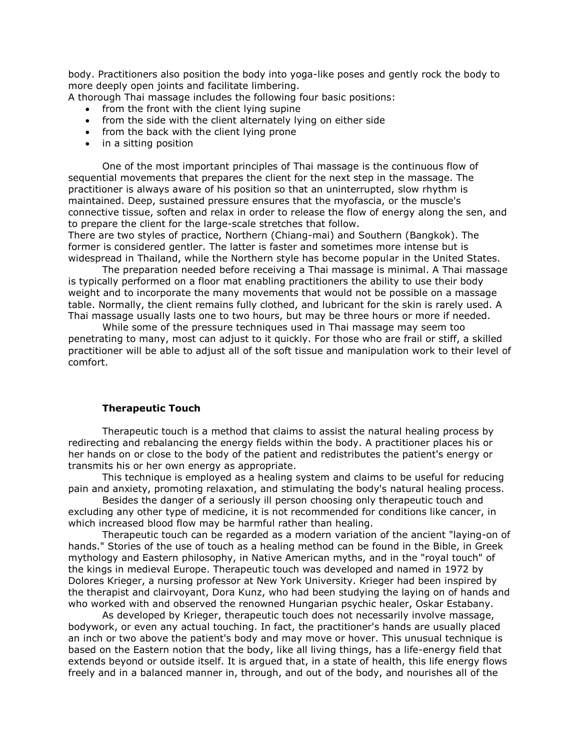body. Practitioners also position the body into yoga-like poses and gently rock the body to more deeply open joints and facilitate limbering.

A thorough Thai massage includes the following four basic positions:

- from the front with the client lying supine
- from the side with the client alternately lying on either side
- from the back with the client lying prone
- in a sitting position

One of the most important principles of Thai massage is the continuous flow of sequential movements that prepares the client for the next step in the massage. The practitioner is always aware of his position so that an uninterrupted, slow rhythm is maintained. Deep, sustained pressure ensures that the myofascia, or the muscle's connective tissue, soften and relax in order to release the flow of energy along the sen, and to prepare the client for the large-scale stretches that follow.

There are two styles of practice, Northern (Chiang-mai) and Southern (Bangkok). The former is considered gentler. The latter is faster and sometimes more intense but is widespread in Thailand, while the Northern style has become popular in the United States.

The preparation needed before receiving a Thai massage is minimal. A Thai massage is typically performed on a floor mat enabling practitioners the ability to use their body weight and to incorporate the many movements that would not be possible on a massage table. Normally, the client remains fully clothed, and lubricant for the skin is rarely used. A Thai massage usually lasts one to two hours, but may be three hours or more if needed.

While some of the pressure techniques used in Thai massage may seem too penetrating to many, most can adjust to it quickly. For those who are frail or stiff, a skilled practitioner will be able to adjust all of the soft tissue and manipulation work to their level of comfort.

## Therapeutic Touch

Therapeutic touch is a method that claims to assist the natural healing process by redirecting and rebalancing the energy fields within the body. A practitioner places his or her hands on or close to the body of the patient and redistributes the patient's energy or transmits his or her own energy as appropriate.

This technique is employed as a healing system and claims to be useful for reducing pain and anxiety, promoting relaxation, and stimulating the body's natural healing process.

Besides the danger of a seriously ill person choosing only therapeutic touch and excluding any other type of medicine, it is not recommended for conditions like cancer, in which increased blood flow may be harmful rather than healing.

Therapeutic touch can be regarded as a modern variation of the ancient "laying-on of hands." Stories of the use of touch as a healing method can be found in the Bible, in Greek mythology and Eastern philosophy, in Native American myths, and in the "royal touch" of the kings in medieval Europe. Therapeutic touch was developed and named in 1972 by Dolores Krieger, a nursing professor at New York University. Krieger had been inspired by the therapist and clairvoyant, Dora Kunz, who had been studying the laying on of hands and who worked with and observed the renowned Hungarian psychic healer, Oskar Estabany.

As developed by Krieger, therapeutic touch does not necessarily involve massage, bodywork, or even any actual touching. In fact, the practitioner's hands are usually placed an inch or two above the patient's body and may move or hover. This unusual technique is based on the Eastern notion that the body, like all living things, has a life-energy field that extends beyond or outside itself. It is argued that, in a state of health, this life energy flows freely and in a balanced manner in, through, and out of the body, and nourishes all of the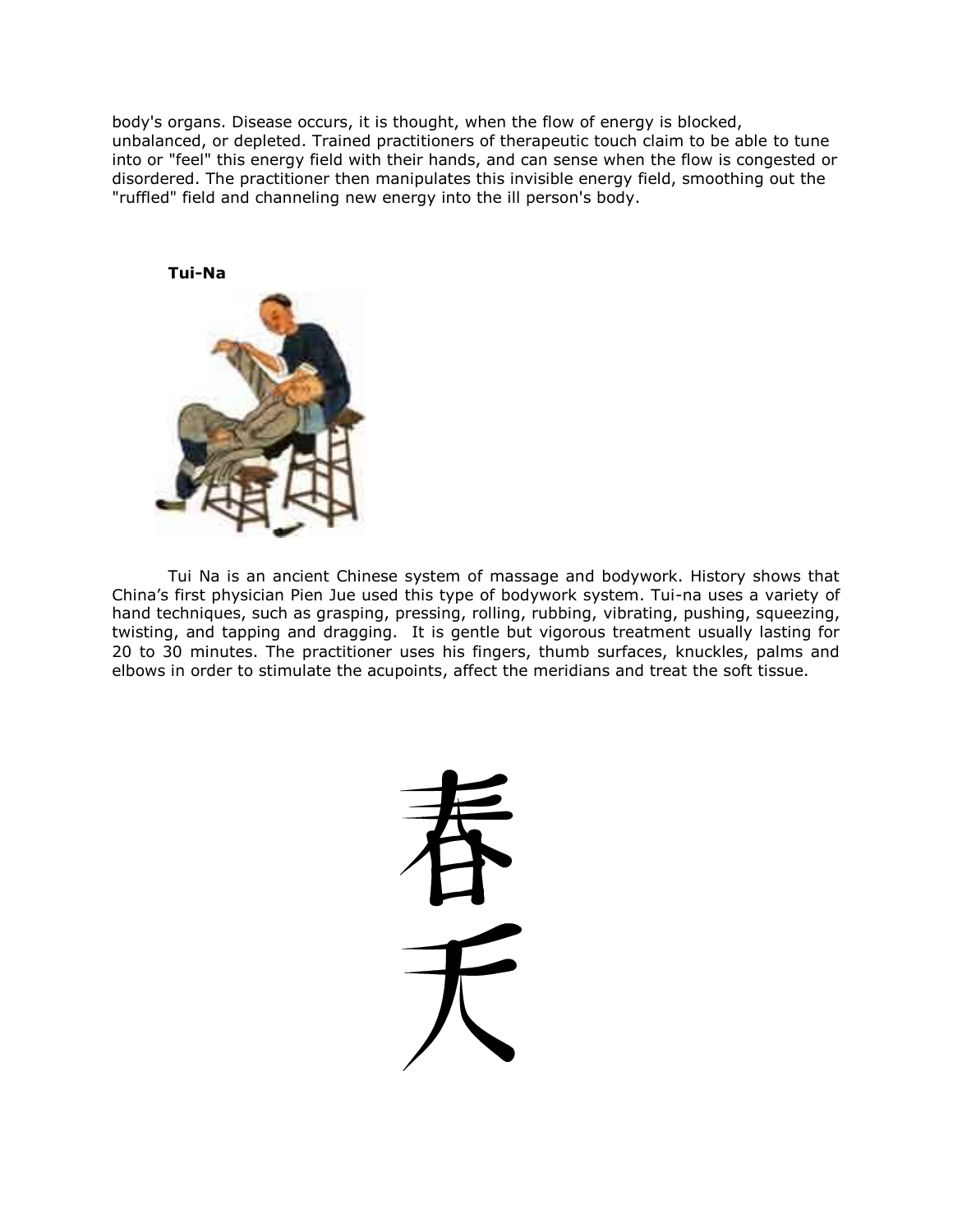body's organs. Disease occurs, it is thought, when the flow of energy is blocked, unbalanced, or depleted. Trained practitioners of therapeutic touch claim to be able to tune into or "feel" this energy field with their hands, and can sense when the flow is congested or disordered. The practitioner then manipulates this invisible energy field, smoothing out the "ruffled" field and channeling new energy into the ill person's body.

**Tui-Na**

Tui Na is an ancient Chinese system of massage and bodywork. History shows that China's first physician Pien Jue used this type of bodywork system. Tui-na uses a variety of hand techniques, such as grasping, pressing, rolling, rubbing, vibrating, pushing, squeezing, twisting, and tapping and dragging. It is gentle but vigorous treatment usually lasting for 20 to 30 minutes. The practitioner uses his fingers, thumb surfaces, knuckles, palms and elbows in order to stimulate the acupoints, affect the meridians and treat the soft tissue.

春

天